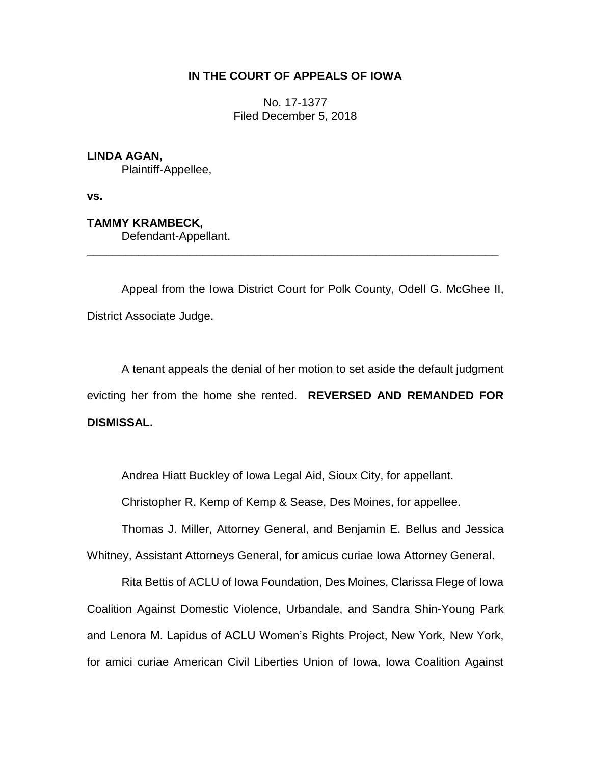**IN THE COURT OF APPEALS OF IOWA**

No. 17-1377
Filed December 5, 2018

**LINDA AGAN,**
Plaintiff-Appellee,

**vs.**

**TAMMY KRAMBECK,**
Defendant-Appellant.

---

Appeal from the Iowa District Court for Polk County, Odell G. McGhee II, District Associate Judge.

A tenant appeals the denial of her motion to set aside the default judgment evicting her from the home she rented. **REVERSED AND REMANDED FOR DISMISSAL.**

Andrea Hiatt Buckley of Iowa Legal Aid, Sioux City, for appellant.

Christopher R. Kemp of Kemp & Sease, Des Moines, for appellee.

Thomas J. Miller, Attorney General, and Benjamin E. Bellus and Jessica Whitney, Assistant Attorneys General, for amicus curiae Iowa Attorney General.

Rita Bettis of ACLU of Iowa Foundation, Des Moines, Clarissa Flege of Iowa Coalition Against Domestic Violence, Urbandale, and Sandra Shin-Young Park and Lenora M. Lapidus of ACLU Women's Rights Project, New York, New York, for amici curiae American Civil Liberties Union of Iowa, Iowa Coalition Against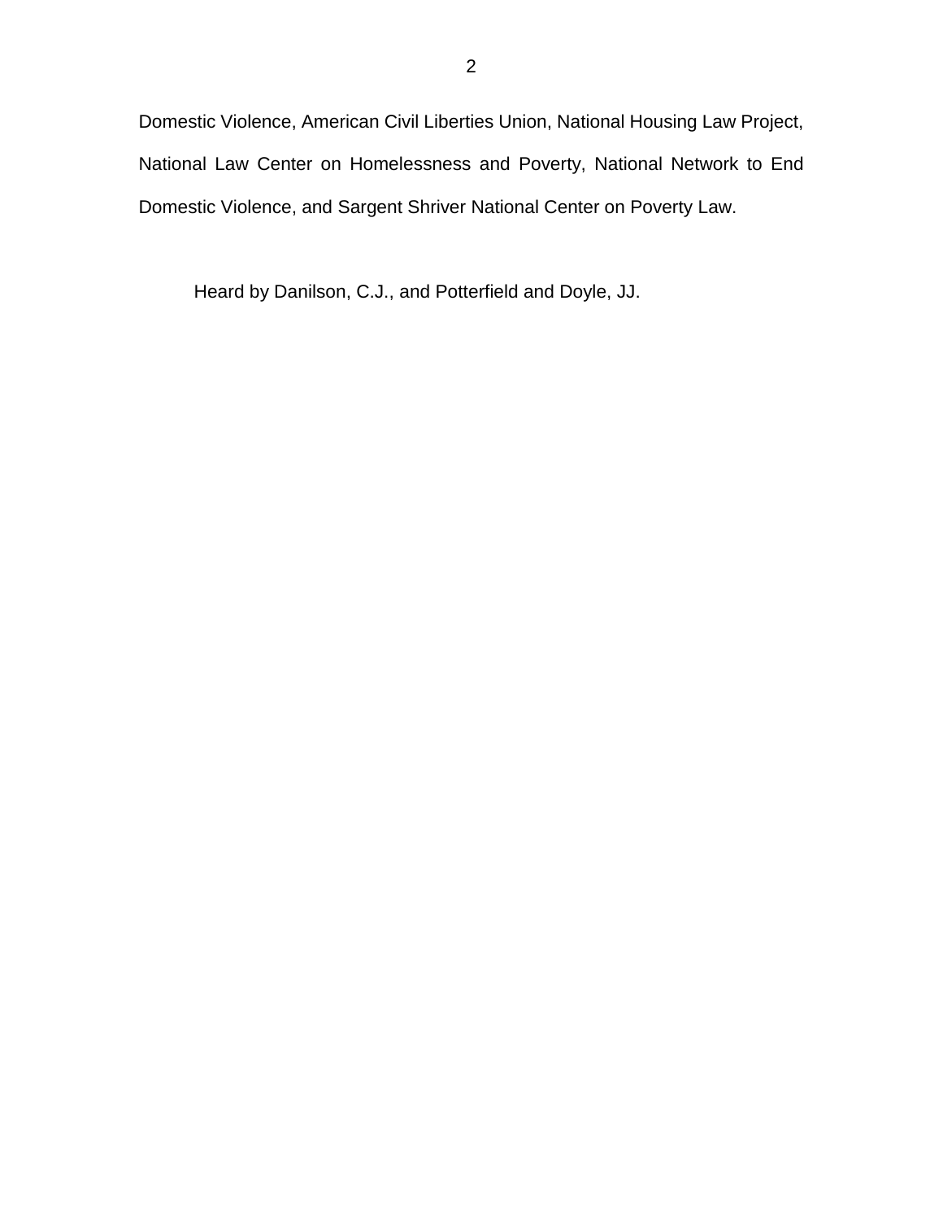Domestic Violence, American Civil Liberties Union, National Housing Law Project, National Law Center on Homelessness and Poverty, National Network to End Domestic Violence, and Sargent Shriver National Center on Poverty Law.

Heard by Danilson, C.J., and Potterfield and Doyle, JJ.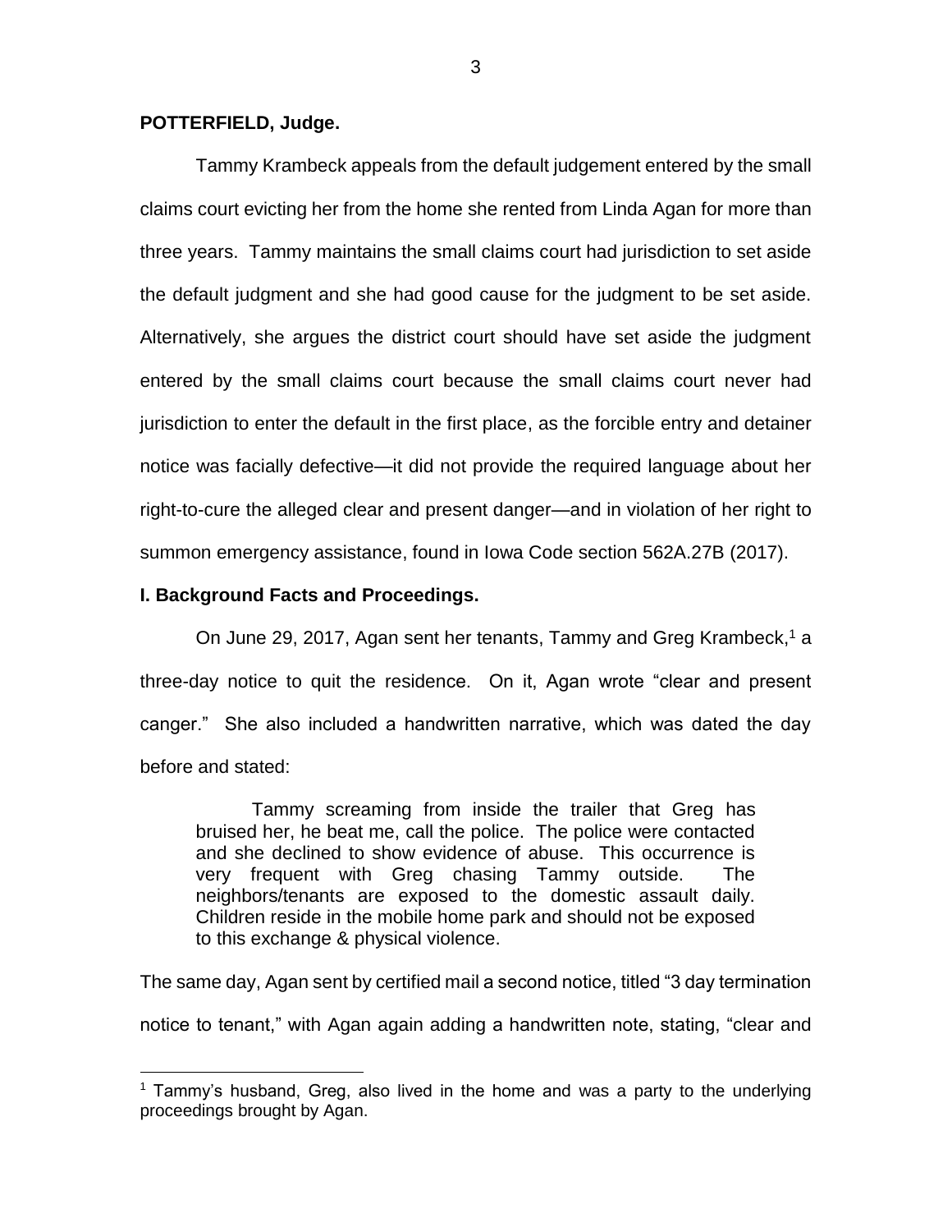**POTTERFIELD, Judge.**

Tammy Krambeck appeals from the default judgement entered by the small claims court evicting her from the home she rented from Linda Agan for more than three years. Tammy maintains the small claims court had jurisdiction to set aside the default judgment and she had good cause for the judgment to be set aside. Alternatively, she argues the district court should have set aside the judgment entered by the small claims court because the small claims court never had jurisdiction to enter the default in the first place, as the forcible entry and detainer notice was facially defective—it did not provide the required language about her right-to-cure the alleged clear and present danger—and in violation of her right to summon emergency assistance, found in Iowa Code section 562A.27B (2017).

**I. Background Facts and Proceedings.**

On June 29, 2017, Agan sent her tenants, Tammy and Greg Krambeck,[1] a three-day notice to quit the residence. On it, Agan wrote "clear and present canger." She also included a handwritten narrative, which was dated the day before and stated:

> Tammy screaming from inside the trailer that Greg has bruised her, he beat me, call the police. The police were contacted and she declined to show evidence of abuse. This occurrence is very frequent with Greg chasing Tammy outside. The neighbors/tenants are exposed to the domestic assault daily. Children reside in the mobile home park and should not be exposed to this exchange & physical violence.

The same day, Agan sent by certified mail a second notice, titled "3 day termination notice to tenant," with Agan again adding a handwritten note, stating, "clear and

[1] Tammy's husband, Greg, also lived in the home and was a party to the underlying proceedings brought by Agan.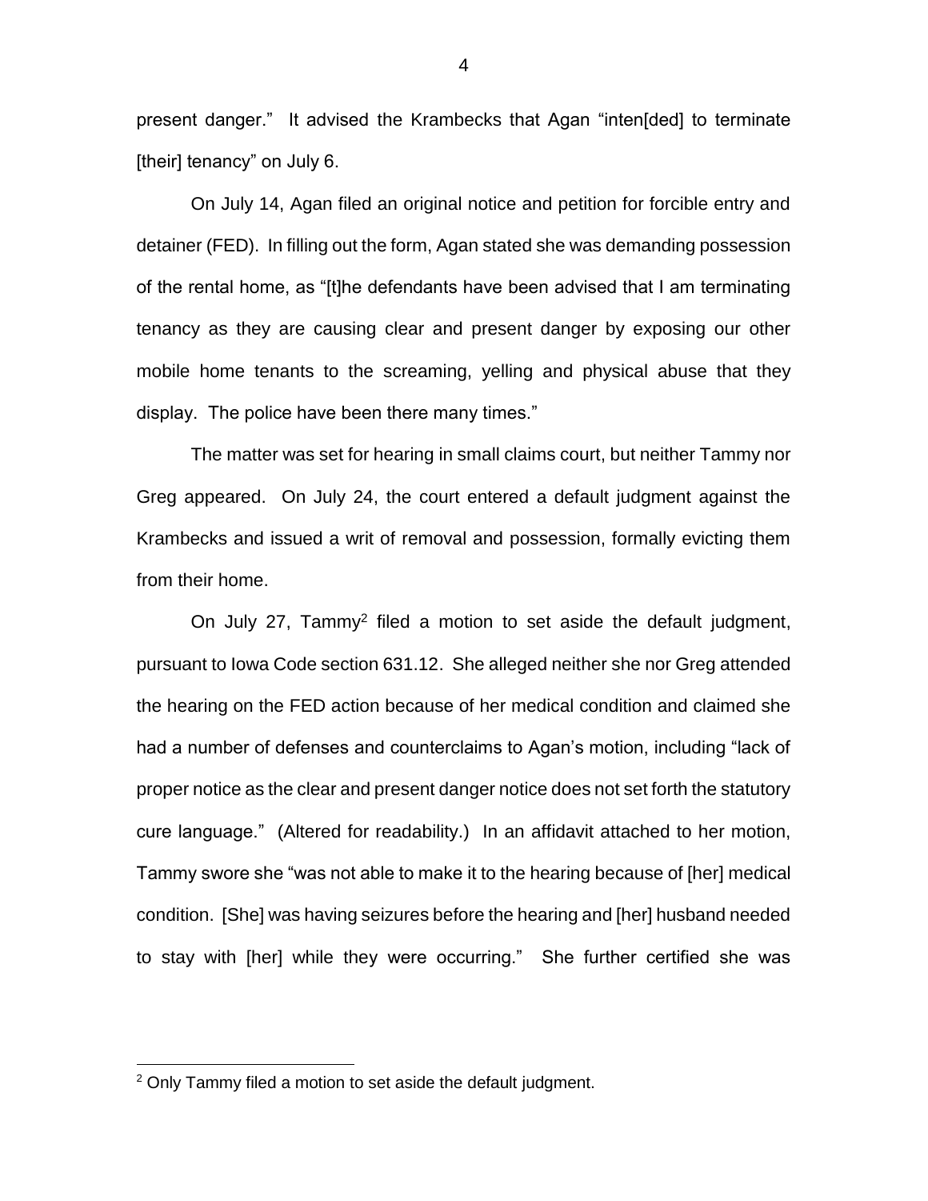present danger." It advised the Krambecks that Agan "inten[ded] to terminate [their] tenancy" on July 6.

On July 14, Agan filed an original notice and petition for forcible entry and detainer (FED). In filling out the form, Agan stated she was demanding possession of the rental home, as "[t]he defendants have been advised that I am terminating tenancy as they are causing clear and present danger by exposing our other mobile home tenants to the screaming, yelling and physical abuse that they display. The police have been there many times."

The matter was set for hearing in small claims court, but neither Tammy nor Greg appeared. On July 24, the court entered a default judgment against the Krambecks and issued a writ of removal and possession, formally evicting them from their home.

On July 27, Tammy[2] filed a motion to set aside the default judgment, pursuant to Iowa Code section 631.12. She alleged neither she nor Greg attended the hearing on the FED action because of her medical condition and claimed she had a number of defenses and counterclaims to Agan's motion, including "lack of proper notice as the clear and present danger notice does not set forth the statutory cure language." (Altered for readability.) In an affidavit attached to her motion, Tammy swore she "was not able to make it to the hearing because of [her] medical condition. [She] was having seizures before the hearing and [her] husband needed to stay with [her] while they were occurring." She further certified she was

[2] Only Tammy filed a motion to set aside the default judgment.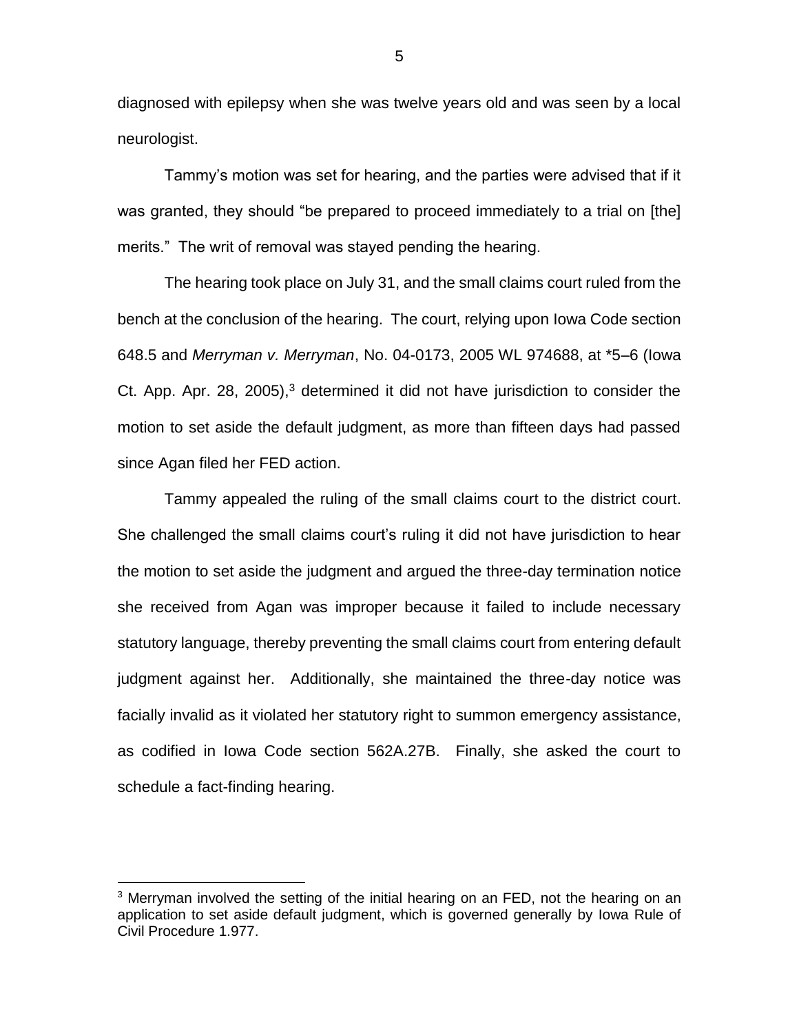diagnosed with epilepsy when she was twelve years old and was seen by a local neurologist.

Tammy's motion was set for hearing, and the parties were advised that if it was granted, they should "be prepared to proceed immediately to a trial on [the] merits." The writ of removal was stayed pending the hearing.

The hearing took place on July 31, and the small claims court ruled from the bench at the conclusion of the hearing. The court, relying upon Iowa Code section 648.5 and *Merryman v. Merryman*, No. 04-0173, 2005 WL 974688, at *5–6 (Iowa Ct. App. Apr. 28, 2005),[3] determined it did not have jurisdiction to consider the motion to set aside the default judgment, as more than fifteen days had passed since Agan filed her FED action.

Tammy appealed the ruling of the small claims court to the district court. She challenged the small claims court's ruling it did not have jurisdiction to hear the motion to set aside the judgment and argued the three-day termination notice she received from Agan was improper because it failed to include necessary statutory language, thereby preventing the small claims court from entering default judgment against her. Additionally, she maintained the three-day notice was facially invalid as it violated her statutory right to summon emergency assistance, as codified in Iowa Code section 562A.27B. Finally, she asked the court to schedule a fact-finding hearing.

[3] Merryman involved the setting of the initial hearing on an FED, not the hearing on an application to set aside default judgment, which is governed generally by Iowa Rule of Civil Procedure 1.977.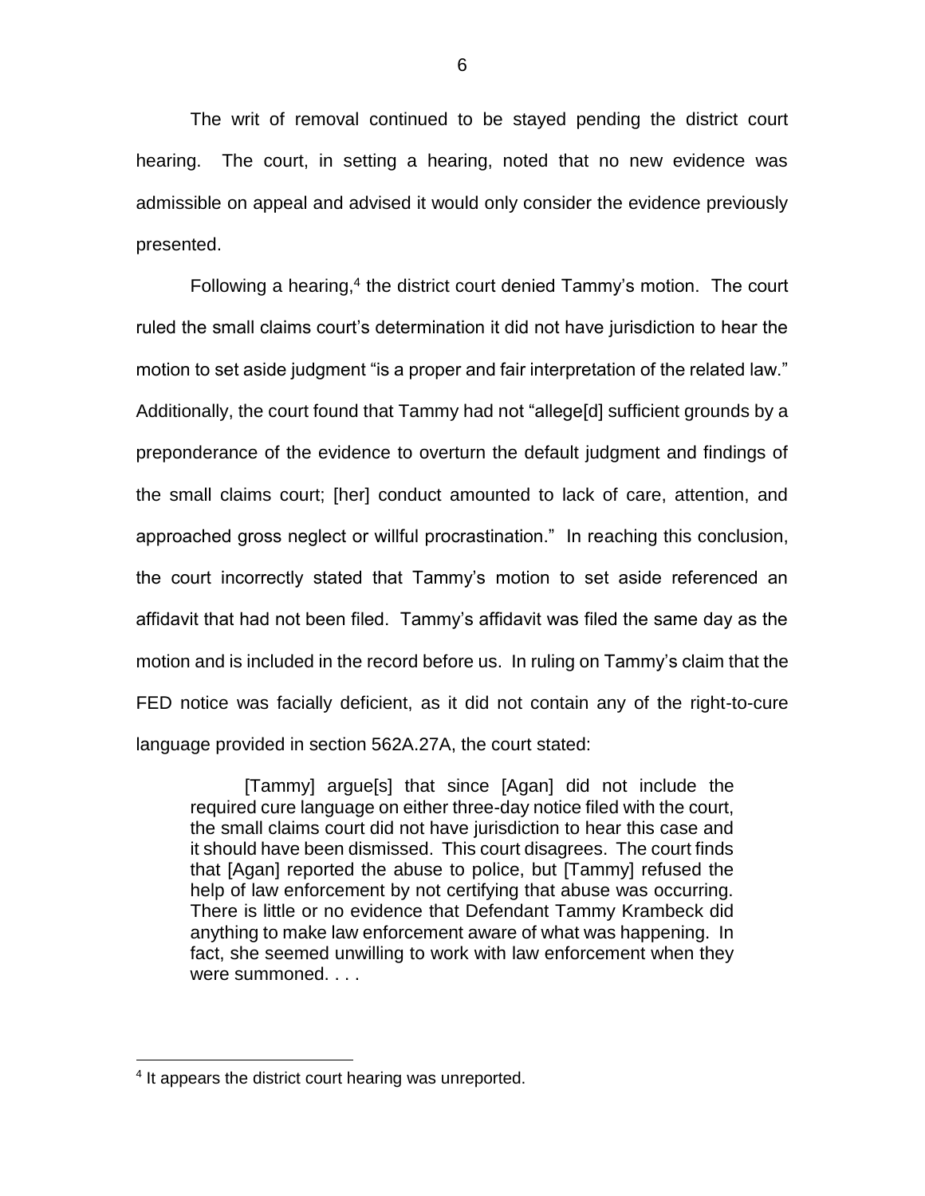The writ of removal continued to be stayed pending the district court hearing. The court, in setting a hearing, noted that no new evidence was admissible on appeal and advised it would only consider the evidence previously presented.

Following a hearing,[4] the district court denied Tammy's motion. The court ruled the small claims court's determination it did not have jurisdiction to hear the motion to set aside judgment "is a proper and fair interpretation of the related law." Additionally, the court found that Tammy had not "allege[d] sufficient grounds by a preponderance of the evidence to overturn the default judgment and findings of the small claims court; [her] conduct amounted to lack of care, attention, and approached gross neglect or willful procrastination." In reaching this conclusion, the court incorrectly stated that Tammy's motion to set aside referenced an affidavit that had not been filed. Tammy's affidavit was filed the same day as the motion and is included in the record before us. In ruling on Tammy's claim that the FED notice was facially deficient, as it did not contain any of the right-to-cure language provided in section 562A.27A, the court stated:

> [Tammy] argue[s] that since [Agan] did not include the required cure language on either three-day notice filed with the court, the small claims court did not have jurisdiction to hear this case and it should have been dismissed. This court disagrees. The court finds that [Agan] reported the abuse to police, but [Tammy] refused the help of law enforcement by not certifying that abuse was occurring. There is little or no evidence that Defendant Tammy Krambeck did anything to make law enforcement aware of what was happening. In fact, she seemed unwilling to work with law enforcement when they were summoned. . . .

[4] It appears the district court hearing was unreported.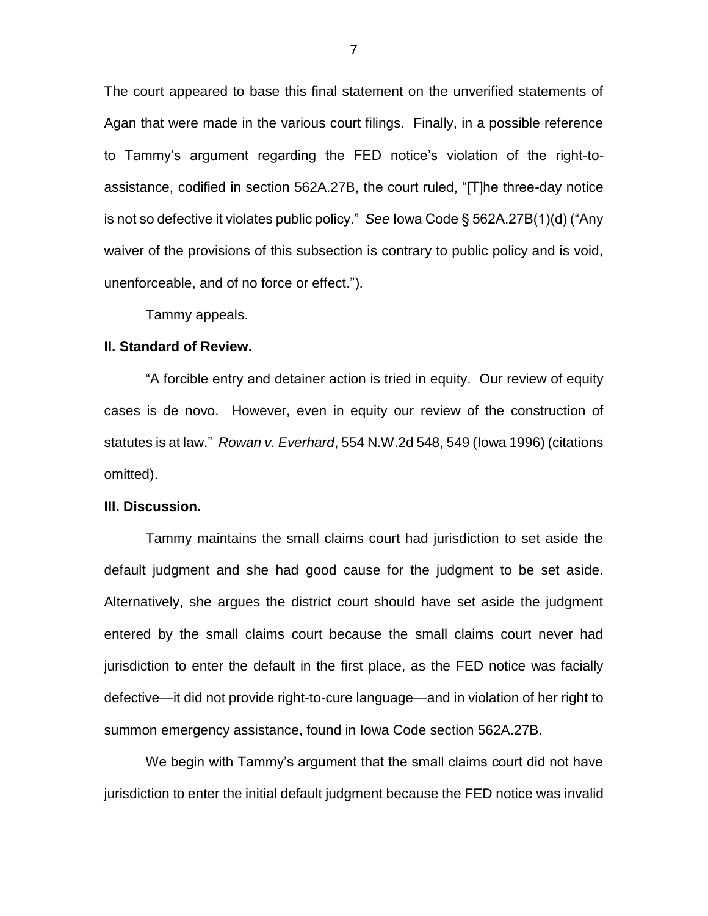The court appeared to base this final statement on the unverified statements of Agan that were made in the various court filings. Finally, in a possible reference to Tammy's argument regarding the FED notice's violation of the right-to-assistance, codified in section 562A.27B, the court ruled, "[T]he three-day notice is not so defective it violates public policy." *See* Iowa Code § 562A.27B(1)(d) ("Any waiver of the provisions of this subsection is contrary to public policy and is void, unenforceable, and of no force or effect.").

Tammy appeals.

**II. Standard of Review.**

"A forcible entry and detainer action is tried in equity. Our review of equity cases is de novo. However, even in equity our review of the construction of statutes is at law." *Rowan v. Everhard*, 554 N.W.2d 548, 549 (Iowa 1996) (citations omitted).

**III. Discussion.**

Tammy maintains the small claims court had jurisdiction to set aside the default judgment and she had good cause for the judgment to be set aside. Alternatively, she argues the district court should have set aside the judgment entered by the small claims court because the small claims court never had jurisdiction to enter the default in the first place, as the FED notice was facially defective—it did not provide right-to-cure language—and in violation of her right to summon emergency assistance, found in Iowa Code section 562A.27B.

We begin with Tammy's argument that the small claims court did not have jurisdiction to enter the initial default judgment because the FED notice was invalid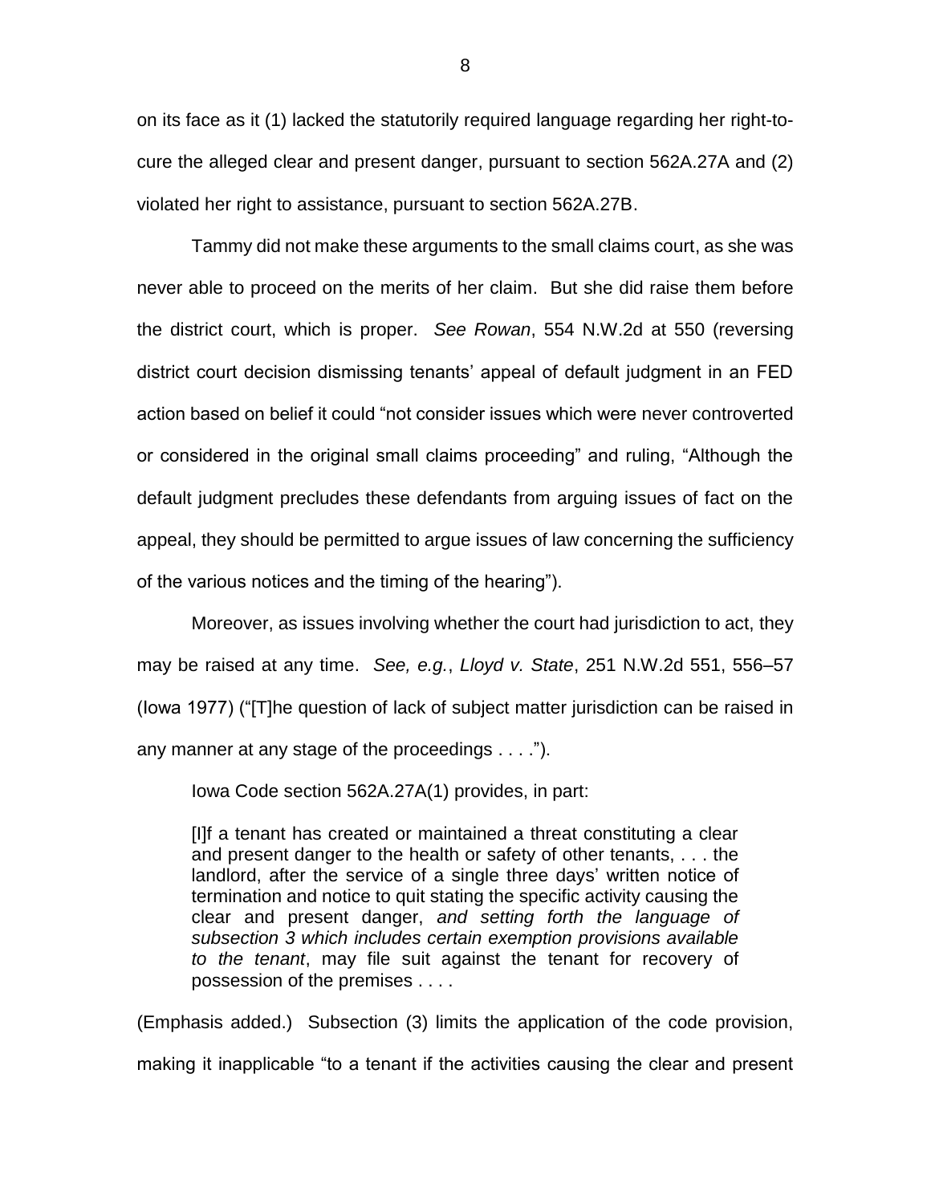on its face as it (1) lacked the statutorily required language regarding her right-to-cure the alleged clear and present danger, pursuant to section 562A.27A and (2) violated her right to assistance, pursuant to section 562A.27B.

Tammy did not make these arguments to the small claims court, as she was never able to proceed on the merits of her claim. But she did raise them before the district court, which is proper. *See Rowan*, 554 N.W.2d at 550 (reversing district court decision dismissing tenants' appeal of default judgment in an FED action based on belief it could "not consider issues which were never controverted or considered in the original small claims proceeding" and ruling, "Although the default judgment precludes these defendants from arguing issues of fact on the appeal, they should be permitted to argue issues of law concerning the sufficiency of the various notices and the timing of the hearing").

Moreover, as issues involving whether the court had jurisdiction to act, they may be raised at any time. *See, e.g.*, *Lloyd v. State*, 251 N.W.2d 551, 556–57 (Iowa 1977) ("[T]he question of lack of subject matter jurisdiction can be raised in any manner at any stage of the proceedings . . . .").

Iowa Code section 562A.27A(1) provides, in part:

> [I]f a tenant has created or maintained a threat constituting a clear and present danger to the health or safety of other tenants, . . . the landlord, after the service of a single three days' written notice of termination and notice to quit stating the specific activity causing the clear and present danger, *and setting forth the language of subsection 3 which includes certain exemption provisions available to the tenant*, may file suit against the tenant for recovery of possession of the premises . . . .

(Emphasis added.) Subsection (3) limits the application of the code provision, making it inapplicable "to a tenant if the activities causing the clear and present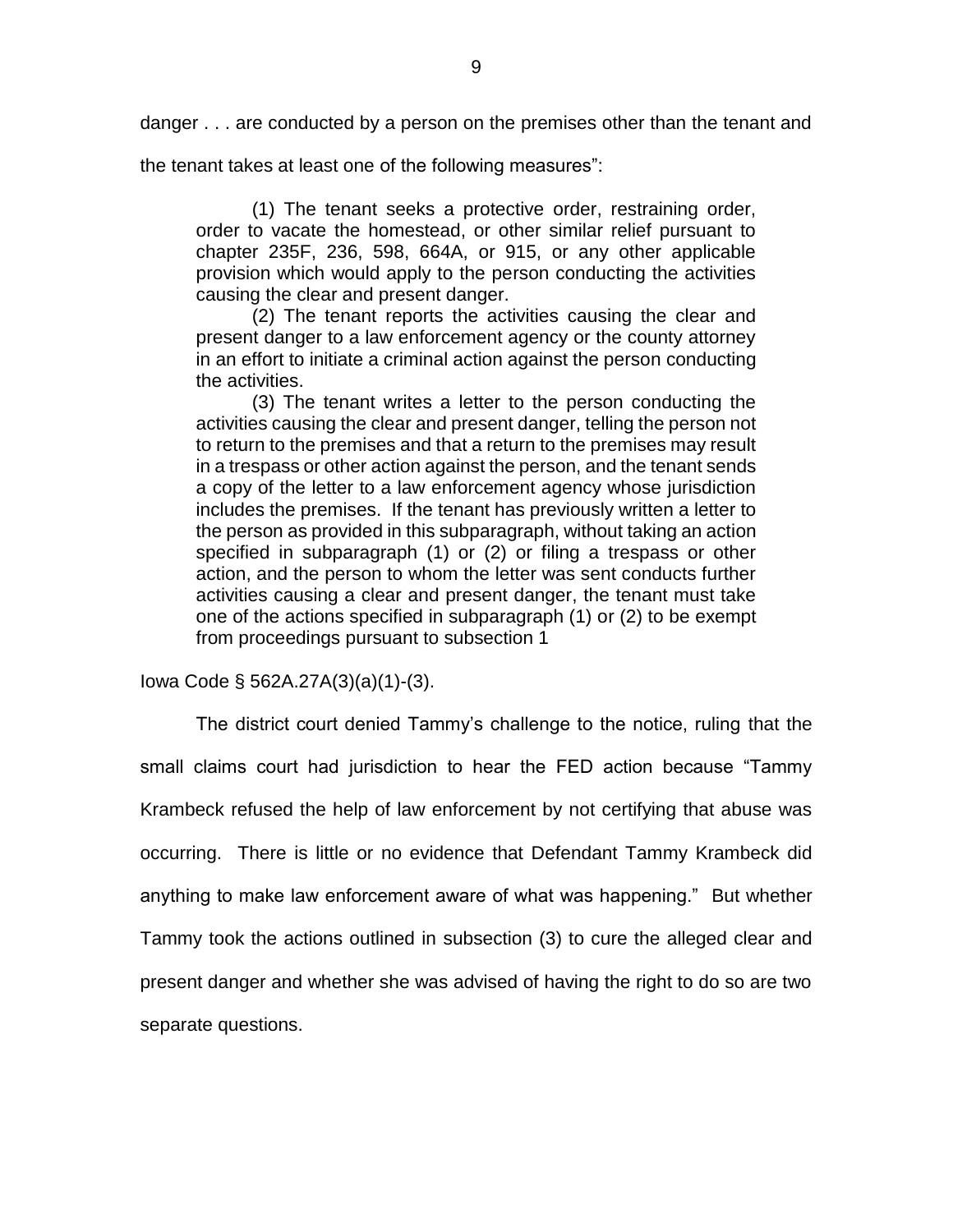danger . . . are conducted by a person on the premises other than the tenant and the tenant takes at least one of the following measures":

> (1) The tenant seeks a protective order, restraining order, order to vacate the homestead, or other similar relief pursuant to chapter 235F, 236, 598, 664A, or 915, or any other applicable provision which would apply to the person conducting the activities causing the clear and present danger.
>
> (2) The tenant reports the activities causing the clear and present danger to a law enforcement agency or the county attorney in an effort to initiate a criminal action against the person conducting the activities.
>
> (3) The tenant writes a letter to the person conducting the activities causing the clear and present danger, telling the person not to return to the premises and that a return to the premises may result in a trespass or other action against the person, and the tenant sends a copy of the letter to a law enforcement agency whose jurisdiction includes the premises. If the tenant has previously written a letter to the person as provided in this subparagraph, without taking an action specified in subparagraph (1) or (2) or filing a trespass or other action, and the person to whom the letter was sent conducts further activities causing a clear and present danger, the tenant must take one of the actions specified in subparagraph (1) or (2) to be exempt from proceedings pursuant to subsection 1

Iowa Code § 562A.27A(3)(a)(1)-(3).

The district court denied Tammy's challenge to the notice, ruling that the small claims court had jurisdiction to hear the FED action because "Tammy Krambeck refused the help of law enforcement by not certifying that abuse was occurring. There is little or no evidence that Defendant Tammy Krambeck did anything to make law enforcement aware of what was happening." But whether Tammy took the actions outlined in subsection (3) to cure the alleged clear and present danger and whether she was advised of having the right to do so are two separate questions.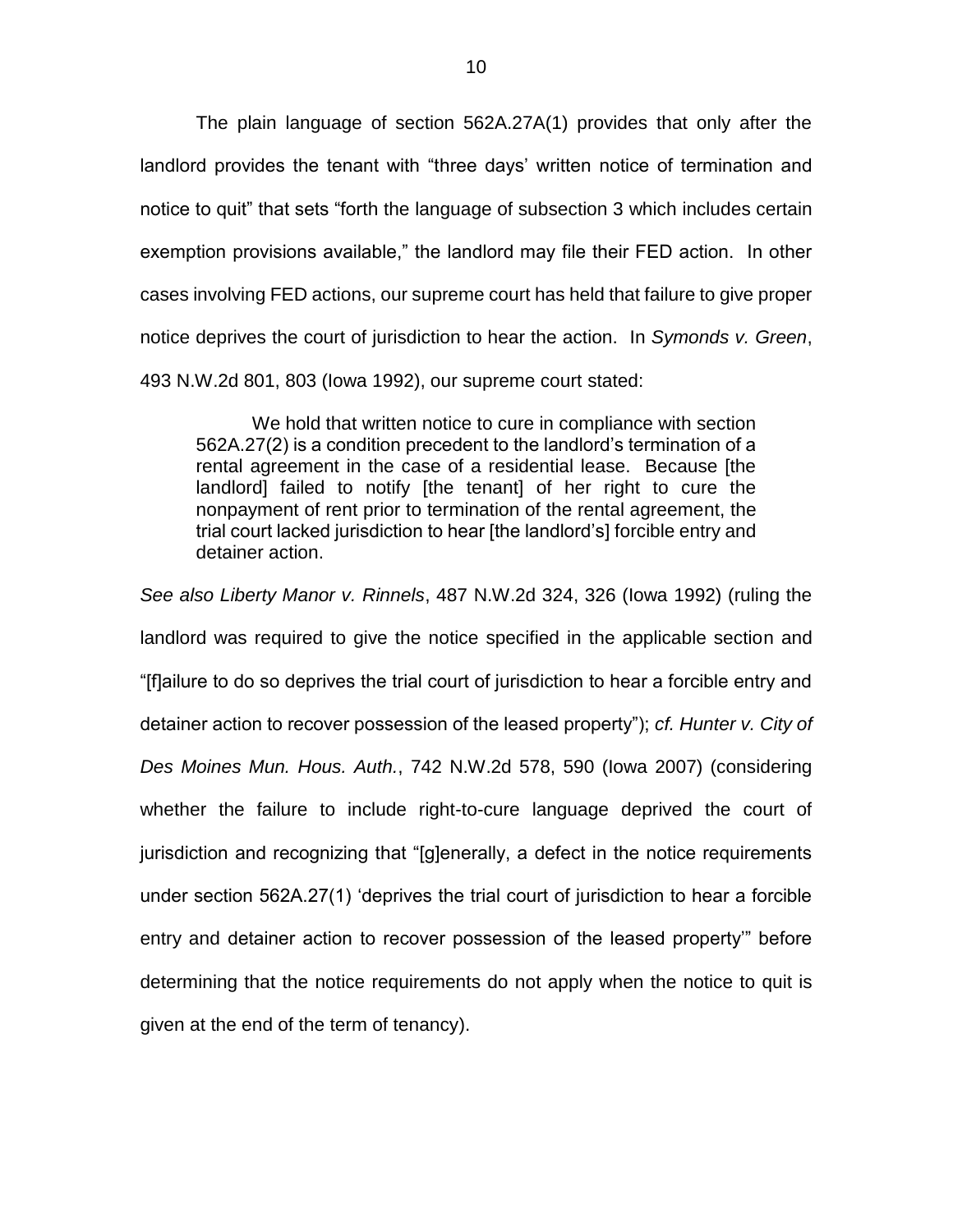The plain language of section 562A.27A(1) provides that only after the landlord provides the tenant with "three days' written notice of termination and notice to quit" that sets "forth the language of subsection 3 which includes certain exemption provisions available," the landlord may file their FED action. In other cases involving FED actions, our supreme court has held that failure to give proper notice deprives the court of jurisdiction to hear the action. In *Symonds v. Green*, 493 N.W.2d 801, 803 (Iowa 1992), our supreme court stated:

> We hold that written notice to cure in compliance with section 562A.27(2) is a condition precedent to the landlord's termination of a rental agreement in the case of a residential lease. Because [the landlord] failed to notify [the tenant] of her right to cure the nonpayment of rent prior to termination of the rental agreement, the trial court lacked jurisdiction to hear [the landlord's] forcible entry and detainer action.

*See also Liberty Manor v. Rinnels*, 487 N.W.2d 324, 326 (Iowa 1992) (ruling the landlord was required to give the notice specified in the applicable section and "[f]ailure to do so deprives the trial court of jurisdiction to hear a forcible entry and detainer action to recover possession of the leased property"); *cf. Hunter v. City of Des Moines Mun. Hous. Auth.*, 742 N.W.2d 578, 590 (Iowa 2007) (considering whether the failure to include right-to-cure language deprived the court of jurisdiction and recognizing that "[g]enerally, a defect in the notice requirements under section 562A.27(1) 'deprives the trial court of jurisdiction to hear a forcible entry and detainer action to recover possession of the leased property'" before determining that the notice requirements do not apply when the notice to quit is given at the end of the term of tenancy).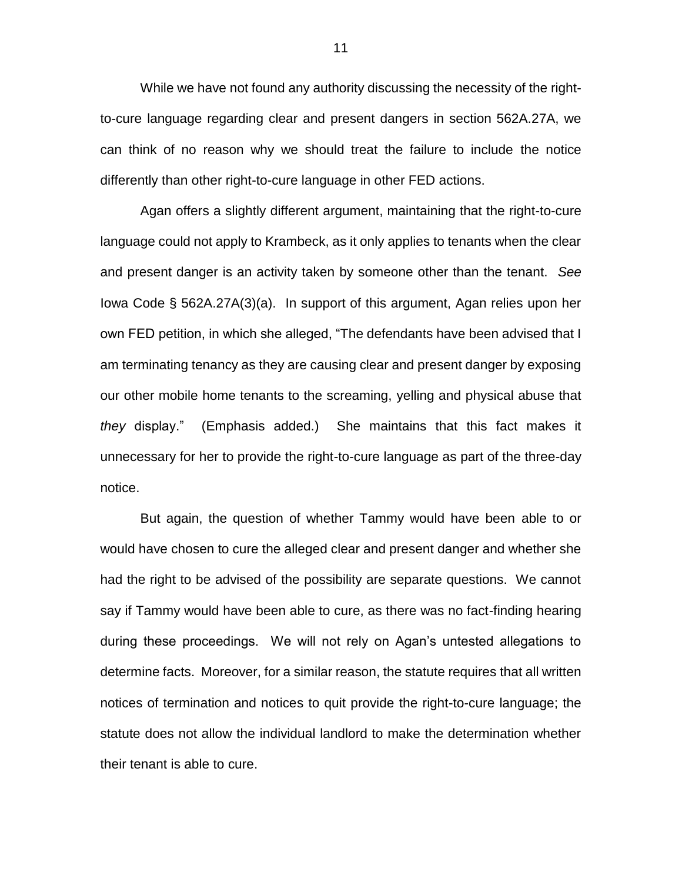While we have not found any authority discussing the necessity of the right-to-cure language regarding clear and present dangers in section 562A.27A, we can think of no reason why we should treat the failure to include the notice differently than other right-to-cure language in other FED actions.

Agan offers a slightly different argument, maintaining that the right-to-cure language could not apply to Krambeck, as it only applies to tenants when the clear and present danger is an activity taken by someone other than the tenant. *See* Iowa Code § 562A.27A(3)(a). In support of this argument, Agan relies upon her own FED petition, in which she alleged, "The defendants have been advised that I am terminating tenancy as they are causing clear and present danger by exposing our other mobile home tenants to the screaming, yelling and physical abuse that *they* display." (Emphasis added.) She maintains that this fact makes it unnecessary for her to provide the right-to-cure language as part of the three-day notice.

But again, the question of whether Tammy would have been able to or would have chosen to cure the alleged clear and present danger and whether she had the right to be advised of the possibility are separate questions. We cannot say if Tammy would have been able to cure, as there was no fact-finding hearing during these proceedings. We will not rely on Agan's untested allegations to determine facts. Moreover, for a similar reason, the statute requires that all written notices of termination and notices to quit provide the right-to-cure language; the statute does not allow the individual landlord to make the determination whether their tenant is able to cure.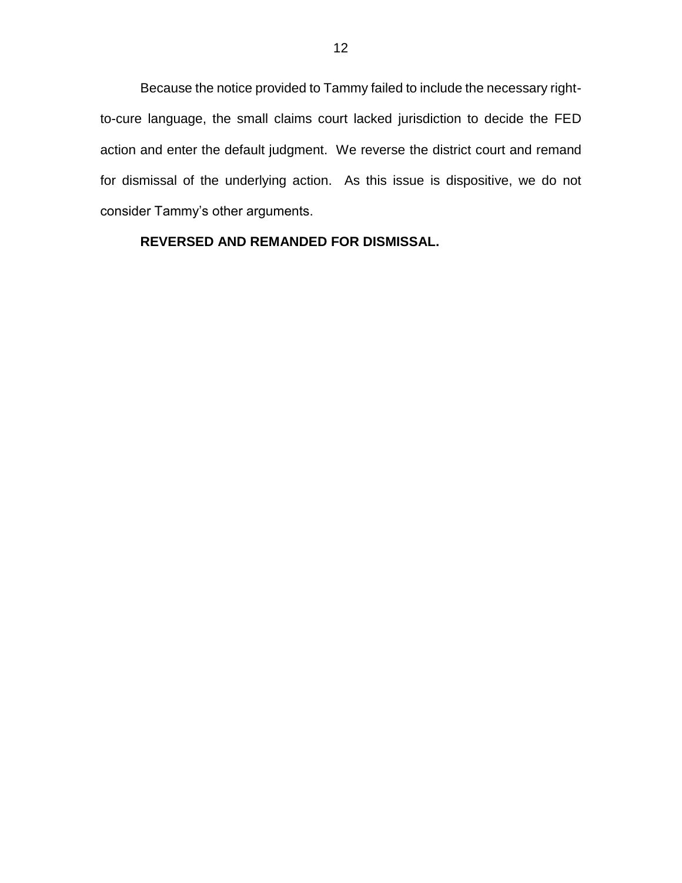Because the notice provided to Tammy failed to include the necessary right-to-cure language, the small claims court lacked jurisdiction to decide the FED action and enter the default judgment. We reverse the district court and remand for dismissal of the underlying action. As this issue is dispositive, we do not consider Tammy's other arguments.

**REVERSED AND REMANDED FOR DISMISSAL.**